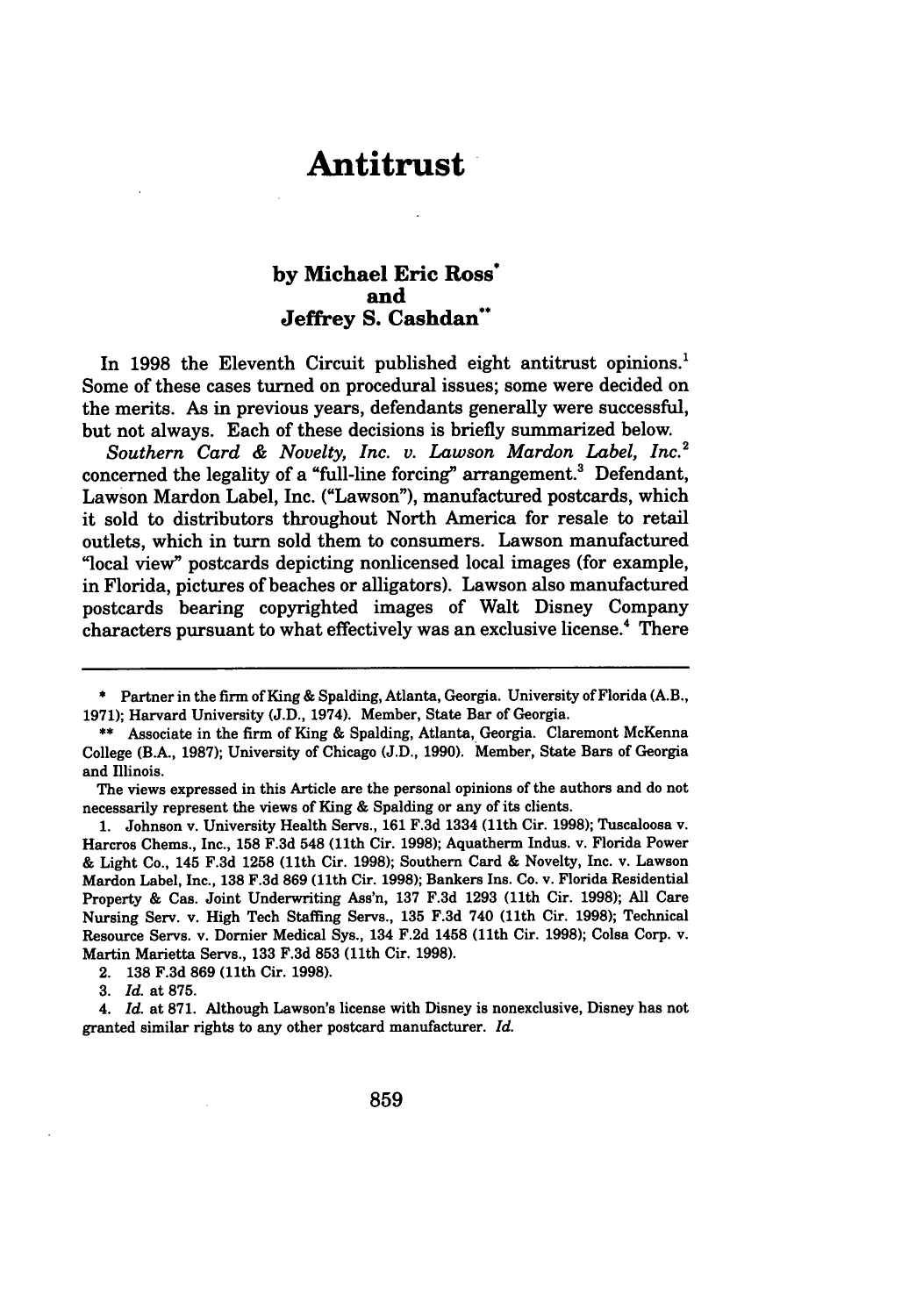# Antitrust

### by Michael Eric Ross* and Jeffrey S. Cashdan**

In 1998 the Eleventh Circuit published eight antitrust opinions.[1] Some of these cases turned on procedural issues; some were decided on the merits. As in previous years, defendants generally were successful, but not always. Each of these decisions is briefly summarized below.

*Southern Card & Novelty, Inc. v. Lawson Mardon Label, Inc.*[2] concerned the legality of a "full-line forcing" arrangement.[3] Defendant, Lawson Mardon Label, Inc. ("Lawson"), manufactured postcards, which it sold to distributors throughout North America for resale to retail outlets, which in turn sold them to consumers. Lawson manufactured "local view" postcards depicting nonlicensed local images (for example, in Florida, pictures of beaches or alligators). Lawson also manufactured postcards bearing copyrighted images of Walt Disney Company characters pursuant to what effectively was an exclusive license.[4] There

---

\* Partner in the firm of King & Spalding, Atlanta, Georgia. University of Florida (A.B., 1971); Harvard University (J.D., 1974). Member, State Bar of Georgia.

\*\* Associate in the firm of King & Spalding, Atlanta, Georgia. Claremont McKenna College (B.A., 1987); University of Chicago (J.D., 1990). Member, State Bars of Georgia and Illinois.

The views expressed in this Article are the personal opinions of the authors and do not necessarily represent the views of King & Spalding or any of its clients.

1. Johnson v. University Health Servs., 161 F.3d 1334 (11th Cir. 1998); Tuscaloosa v. Harcros Chems., Inc., 158 F.3d 548 (11th Cir. 1998); Aquatherm Indus. v. Florida Power & Light Co., 145 F.3d 1258 (11th Cir. 1998); Southern Card & Novelty, Inc. v. Lawson Mardon Label, Inc., 138 F.3d 869 (11th Cir. 1998); Bankers Ins. Co. v. Florida Residential Property & Cas. Joint Underwriting Ass'n, 137 F.3d 1293 (11th Cir. 1998); All Care Nursing Serv. v. High Tech Staffing Servs., 135 F.3d 740 (11th Cir. 1998); Technical Resource Servs. v. Dornier Medical Sys., 134 F.2d 1458 (11th Cir. 1998); Colsa Corp. v. Martin Marietta Servs., 133 F.3d 853 (11th Cir. 1998).

2. 138 F.3d 869 (11th Cir. 1998).

3. *Id.* at 875.

4. *Id.* at 871. Although Lawson's license with Disney is nonexclusive, Disney has not granted similar rights to any other postcard manufacturer. *Id.*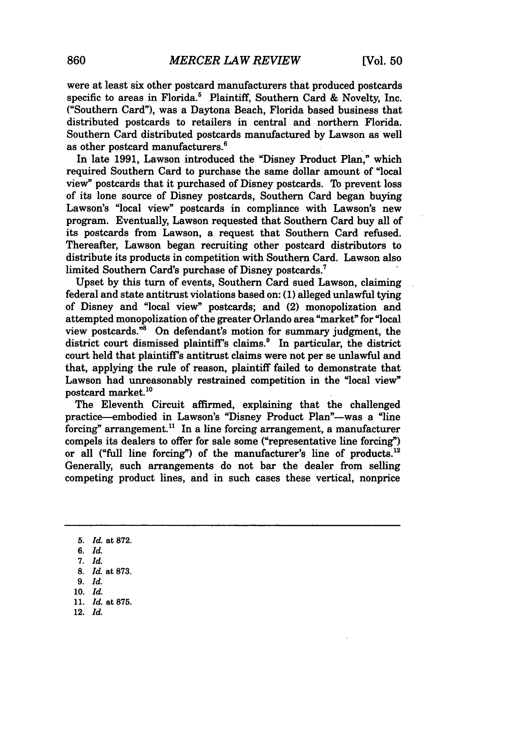were at least six other postcard manufacturers that produced postcards specific to areas in Florida.[5] Plaintiff, Southern Card & Novelty, Inc. ("Southern Card"), was a Daytona Beach, Florida based business that distributed postcards to retailers in central and northern Florida. Southern Card distributed postcards manufactured by Lawson as well as other postcard manufacturers.[6]

In late 1991, Lawson introduced the "Disney Product Plan," which required Southern Card to purchase the same dollar amount of "local view" postcards that it purchased of Disney postcards. To prevent loss of its lone source of Disney postcards, Southern Card began buying Lawson's "local view" postcards in compliance with Lawson's new program. Eventually, Lawson requested that Southern Card buy all of its postcards from Lawson, a request that Southern Card refused. Thereafter, Lawson began recruiting other postcard distributors to distribute its products in competition with Southern Card. Lawson also limited Southern Card's purchase of Disney postcards.[7]

Upset by this turn of events, Southern Card sued Lawson, claiming federal and state antitrust violations based on: (1) alleged unlawful tying of Disney and "local view" postcards; and (2) monopolization and attempted monopolization of the greater Orlando area "market" for "local view postcards."[8] On defendant's motion for summary judgment, the district court dismissed plaintiff's claims.[9] In particular, the district court held that plaintiff's antitrust claims were not per se unlawful and that, applying the rule of reason, plaintiff failed to demonstrate that Lawson had unreasonably restrained competition in the "local view" postcard market.[10]

The Eleventh Circuit affirmed, explaining that the challenged practice—embodied in Lawson's "Disney Product Plan"—was a "line forcing" arrangement.[11] In a line forcing arrangement, a manufacturer compels its dealers to offer for sale some ("representative line forcing") or all ("full line forcing") of the manufacturer's line of products.[12] Generally, such arrangements do not bar the dealer from selling competing product lines, and in such cases these vertical, nonprice

---

5. *Id.* at 872.
6. *Id.*
7. *Id.*
8. *Id.* at 873.
9. *Id.*
10. *Id.*
11. *Id.* at 875.
12. *Id.*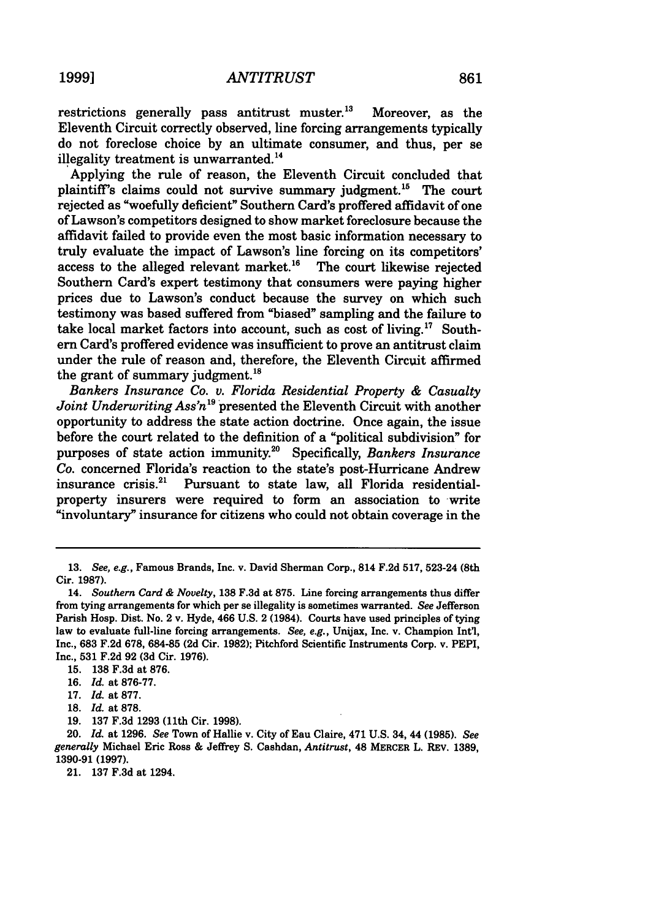restrictions generally pass antitrust muster.[13] Moreover, as the Eleventh Circuit correctly observed, line forcing arrangements typically do not foreclose choice by an ultimate consumer, and thus, per se illegality treatment is unwarranted.[14]

Applying the rule of reason, the Eleventh Circuit concluded that plaintiff's claims could not survive summary judgment.[15] The court rejected as "woefully deficient" Southern Card's proffered affidavit of one of Lawson's competitors designed to show market foreclosure because the affidavit failed to provide even the most basic information necessary to truly evaluate the impact of Lawson's line forcing on its competitors' access to the alleged relevant market.[16] The court likewise rejected Southern Card's expert testimony that consumers were paying higher prices due to Lawson's conduct because the survey on which such testimony was based suffered from "biased" sampling and the failure to take local market factors into account, such as cost of living.[17] Southern Card's proffered evidence was insufficient to prove an antitrust claim under the rule of reason and, therefore, the Eleventh Circuit affirmed the grant of summary judgment.[18]

*Bankers Insurance Co. v. Florida Residential Property & Casualty Joint Underwriting Ass'n*[19] presented the Eleventh Circuit with another opportunity to address the state action doctrine. Once again, the issue before the court related to the definition of a "political subdivision" for purposes of state action immunity.[20] Specifically, *Bankers Insurance Co.* concerned Florida's reaction to the state's post-Hurricane Andrew insurance crisis.[21] Pursuant to state law, all Florida residential-property insurers were required to form an association to write "involuntary" insurance for citizens who could not obtain coverage in the

---

13. *See, e.g.*, Famous Brands, Inc. v. David Sherman Corp., 814 F.2d 517, 523-24 (8th Cir. 1987).

14. *Southern Card & Novelty*, 138 F.3d at 875. Line forcing arrangements thus differ from tying arrangements for which per se illegality is sometimes warranted. *See* Jefferson Parish Hosp. Dist. No. 2 v. Hyde, 466 U.S. 2 (1984). Courts have used principles of tying law to evaluate full-line forcing arrangements. *See, e.g.*, Unijax, Inc. v. Champion Int'l, Inc., 683 F.2d 678, 684-85 (2d Cir. 1982); Pitchford Scientific Instruments Corp. v. PEPI, Inc., 531 F.2d 92 (3d Cir. 1976).

15. 138 F.3d at 876.

16. *Id.* at 876-77.

17. *Id.* at 877.

18. *Id.* at 878.

19. 137 F.3d 1293 (11th Cir. 1998).

20. *Id.* at 1296. *See* Town of Hallie v. City of Eau Claire, 471 U.S. 34, 44 (1985). *See generally* Michael Eric Ross & Jeffrey S. Cashdan, *Antitrust*, 48 MERCER L. REV. 1389, 1390-91 (1997).

21. 137 F.3d at 1294.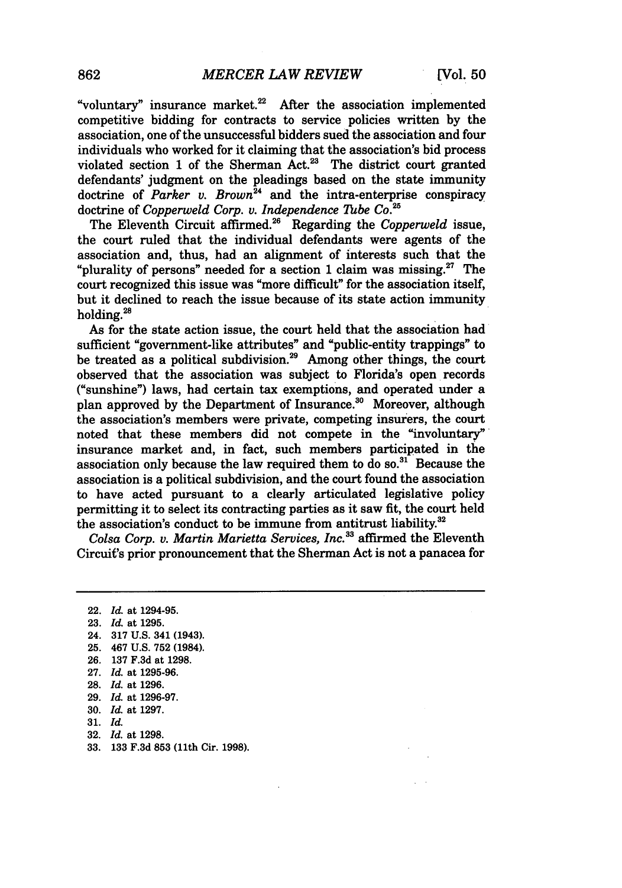"voluntary" insurance market.[22] After the association implemented competitive bidding for contracts to service policies written by the association, one of the unsuccessful bidders sued the association and four individuals who worked for it claiming that the association's bid process violated section 1 of the Sherman Act.[23] The district court granted defendants' judgment on the pleadings based on the state immunity doctrine of *Parker v. Brown*[24] and the intra-enterprise conspiracy doctrine of *Copperweld Corp. v. Independence Tube Co.*[25]

The Eleventh Circuit affirmed.[26] Regarding the *Copperweld* issue, the court ruled that the individual defendants were agents of the association and, thus, had an alignment of interests such that the "plurality of persons" needed for a section 1 claim was missing.[27] The court recognized this issue was "more difficult" for the association itself, but it declined to reach the issue because of its state action immunity holding.[28]

As for the state action issue, the court held that the association had sufficient "government-like attributes" and "public-entity trappings" to be treated as a political subdivision.[29] Among other things, the court observed that the association was subject to Florida's open records ("sunshine") laws, had certain tax exemptions, and operated under a plan approved by the Department of Insurance.[30] Moreover, although the association's members were private, competing insurers, the court noted that these members did not compete in the "involuntary" insurance market and, in fact, such members participated in the association only because the law required them to do so.[31] Because the association is a political subdivision, and the court found the association to have acted pursuant to a clearly articulated legislative policy permitting it to select its contracting parties as it saw fit, the court held the association's conduct to be immune from antitrust liability.[32]

*Colsa Corp. v. Martin Marietta Services, Inc.*[33] affirmed the Eleventh Circuit's prior pronouncement that the Sherman Act is not a panacea for

---

22. *Id.* at 1294-95.
23. *Id.* at 1295.
24. 317 U.S. 341 (1943).
25. 467 U.S. 752 (1984).
26. 137 F.3d at 1298.
27. *Id.* at 1295-96.
28. *Id.* at 1296.
29. *Id.* at 1296-97.
30. *Id.* at 1297.
31. *Id.*
32. *Id.* at 1298.
33. 133 F.3d 853 (11th Cir. 1998).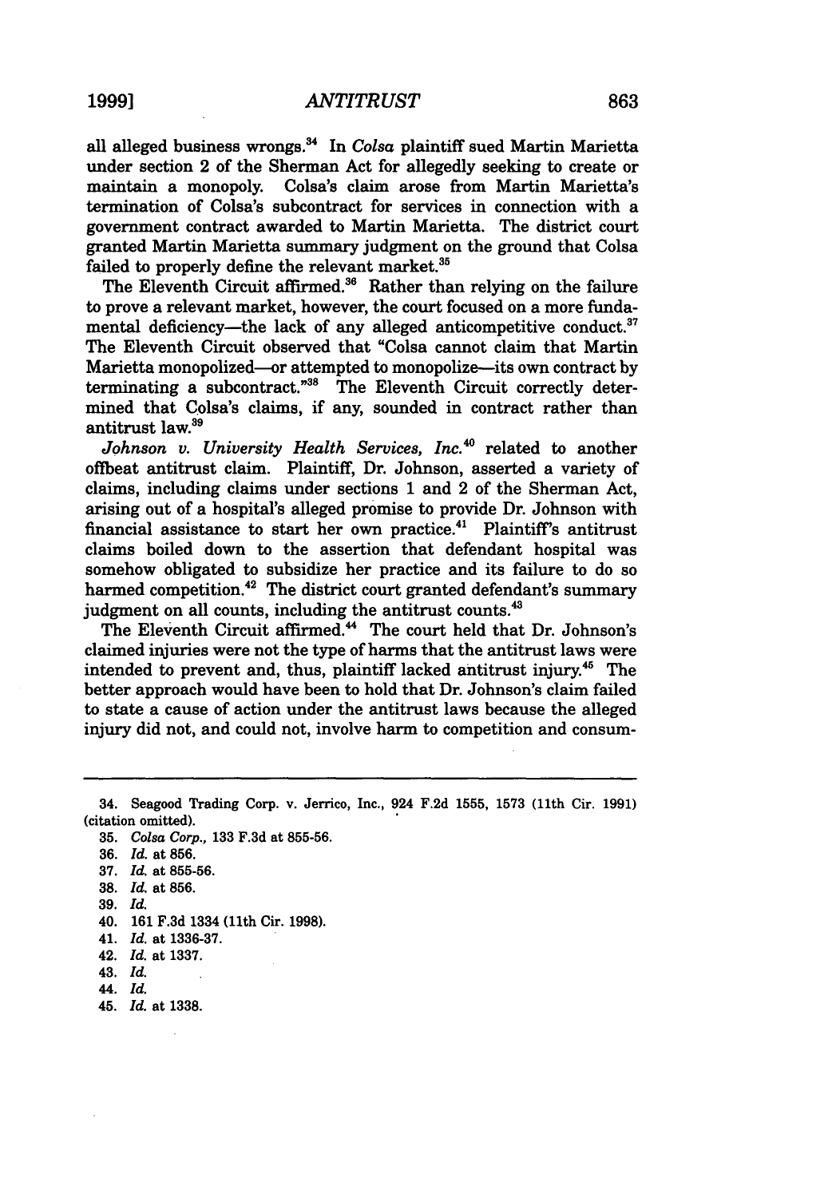all alleged business wrongs.[34] In *Colsa* plaintiff sued Martin Marietta under section 2 of the Sherman Act for allegedly seeking to create or maintain a monopoly. Colsa's claim arose from Martin Marietta's termination of Colsa's subcontract for services in connection with a government contract awarded to Martin Marietta. The district court granted Martin Marietta summary judgment on the ground that Colsa failed to properly define the relevant market.[35]

The Eleventh Circuit affirmed.[36] Rather than relying on the failure to prove a relevant market, however, the court focused on a more fundamental deficiency—the lack of any alleged anticompetitive conduct.[37] The Eleventh Circuit observed that "Colsa cannot claim that Martin Marietta monopolized—or attempted to monopolize—its own contract by terminating a subcontract."[38] The Eleventh Circuit correctly determined that Colsa's claims, if any, sounded in contract rather than antitrust law.[39]

*Johnson v. University Health Services, Inc.*[40] related to another offbeat antitrust claim. Plaintiff, Dr. Johnson, asserted a variety of claims, including claims under sections 1 and 2 of the Sherman Act, arising out of a hospital's alleged promise to provide Dr. Johnson with financial assistance to start her own practice.[41] Plaintiff's antitrust claims boiled down to the assertion that defendant hospital was somehow obligated to subsidize her practice and its failure to do so harmed competition.[42] The district court granted defendant's summary judgment on all counts, including the antitrust counts.[43]

The Eleventh Circuit affirmed.[44] The court held that Dr. Johnson's claimed injuries were not the type of harms that the antitrust laws were intended to prevent and, thus, plaintiff lacked antitrust injury.[45] The better approach would have been to hold that Dr. Johnson's claim failed to state a cause of action under the antitrust laws because the alleged injury did not, and could not, involve harm to competition and consum-

---

34. Seagood Trading Corp. v. Jerrico, Inc., 924 F.2d 1555, 1573 (11th Cir. 1991) (citation omitted).

35. *Colsa Corp.*, 133 F.3d at 855-56.

36. *Id.* at 856.

37. *Id.* at 855-56.

38. *Id.* at 856.

39. *Id.*

40. 161 F.3d 1334 (11th Cir. 1998).

41. *Id.* at 1336-37.

42. *Id.* at 1337.

43. *Id.*

44. *Id.*

45. *Id.* at 1338.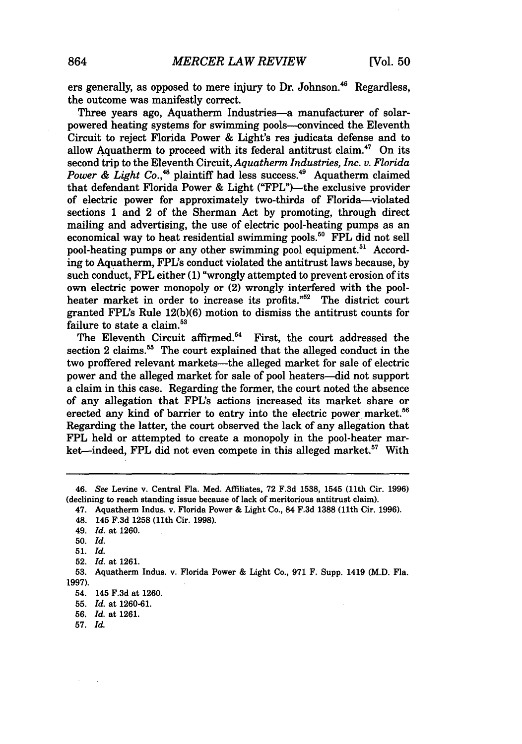ers generally, as opposed to mere injury to Dr. Johnson.[46] Regardless, the outcome was manifestly correct.

Three years ago, Aquatherm Industries—a manufacturer of solar-powered heating systems for swimming pools—convinced the Eleventh Circuit to reject Florida Power & Light's res judicata defense and to allow Aquatherm to proceed with its federal antitrust claim.[47] On its second trip to the Eleventh Circuit, *Aquatherm Industries, Inc. v. Florida Power & Light Co.*,[48] plaintiff had less success.[49] Aquatherm claimed that defendant Florida Power & Light ("FPL")—the exclusive provider of electric power for approximately two-thirds of Florida—violated sections 1 and 2 of the Sherman Act by promoting, through direct mailing and advertising, the use of electric pool-heating pumps as an economical way to heat residential swimming pools.[50] FPL did not sell pool-heating pumps or any other swimming pool equipment.[51] According to Aquatherm, FPL's conduct violated the antitrust laws because, by such conduct, FPL either (1) "wrongly attempted to prevent erosion of its own electric power monopoly or (2) wrongly interfered with the pool-heater market in order to increase its profits."[52] The district court granted FPL's Rule 12(b)(6) motion to dismiss the antitrust counts for failure to state a claim.[53]

The Eleventh Circuit affirmed.[54] First, the court addressed the section 2 claims.[55] The court explained that the alleged conduct in the two proffered relevant markets—the alleged market for sale of electric power and the alleged market for sale of pool heaters—did not support a claim in this case. Regarding the former, the court noted the absence of any allegation that FPL's actions increased its market share or erected any kind of barrier to entry into the electric power market.[56] Regarding the latter, the court observed the lack of any allegation that FPL held or attempted to create a monopoly in the pool-heater market—indeed, FPL did not even compete in this alleged market.[57] With

---

46. *See* Levine v. Central Fla. Med. Affiliates, 72 F.3d 1538, 1545 (11th Cir. 1996) (declining to reach standing issue because of lack of meritorious antitrust claim).

47. Aquatherm Indus. v. Florida Power & Light Co., 84 F.3d 1388 (11th Cir. 1996).

48. 145 F.3d 1258 (11th Cir. 1998).

49. *Id.* at 1260.

50. *Id.*

51. *Id.*

52. *Id.* at 1261.

53. Aquatherm Indus. v. Florida Power & Light Co., 971 F. Supp. 1419 (M.D. Fla. 1997).

54. 145 F.3d at 1260.

55. *Id.* at 1260-61.

56. *Id.* at 1261.

57. *Id.*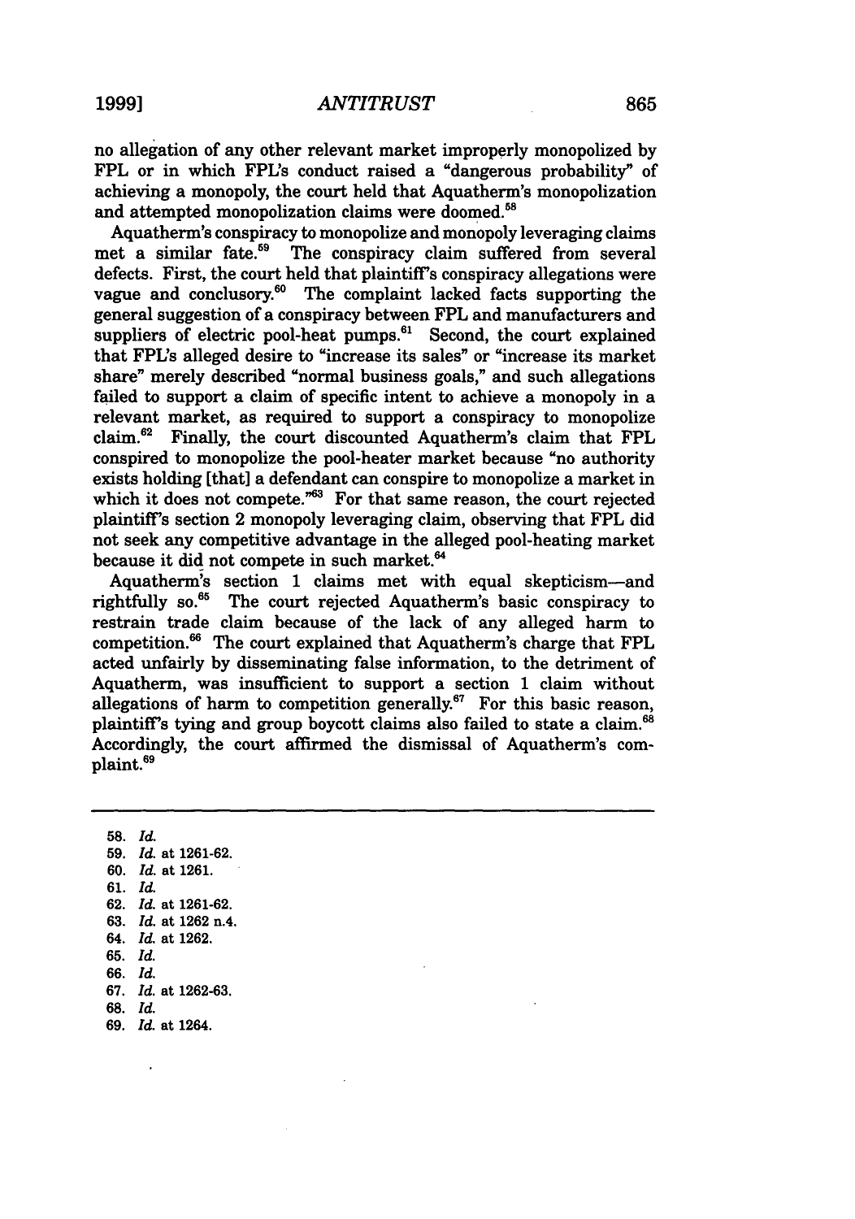no allegation of any other relevant market improperly monopolized by FPL or in which FPL's conduct raised a "dangerous probability" of achieving a monopoly, the court held that Aquatherm's monopolization and attempted monopolization claims were doomed.[58]

Aquatherm's conspiracy to monopolize and monopoly leveraging claims met a similar fate.[59] The conspiracy claim suffered from several defects. First, the court held that plaintiff's conspiracy allegations were vague and conclusory.[60] The complaint lacked facts supporting the general suggestion of a conspiracy between FPL and manufacturers and suppliers of electric pool-heat pumps.[61] Second, the court explained that FPL's alleged desire to "increase its sales" or "increase its market share" merely described "normal business goals," and such allegations failed to support a claim of specific intent to achieve a monopoly in a relevant market, as required to support a conspiracy to monopolize claim.[62] Finally, the court discounted Aquatherm's claim that FPL conspired to monopolize the pool-heater market because "no authority exists holding [that] a defendant can conspire to monopolize a market in which it does not compete."[63] For that same reason, the court rejected plaintiff's section 2 monopoly leveraging claim, observing that FPL did not seek any competitive advantage in the alleged pool-heating market because it did not compete in such market.[64]

Aquatherm's section 1 claims met with equal skepticism—and rightfully so.[65] The court rejected Aquatherm's basic conspiracy to restrain trade claim because of the lack of any alleged harm to competition.[66] The court explained that Aquatherm's charge that FPL acted unfairly by disseminating false information, to the detriment of Aquatherm, was insufficient to support a section 1 claim without allegations of harm to competition generally.[67] For this basic reason, plaintiff's tying and group boycott claims also failed to state a claim.[68] Accordingly, the court affirmed the dismissal of Aquatherm's complaint.[69]

---

58. *Id.*
59. *Id.* at 1261-62.
60. *Id.* at 1261.
61. *Id.*
62. *Id.* at 1261-62.
63. *Id.* at 1262 n.4.
64. *Id.* at 1262.
65. *Id.*
66. *Id.*
67. *Id.* at 1262-63.
68. *Id.*
69. *Id.* at 1264.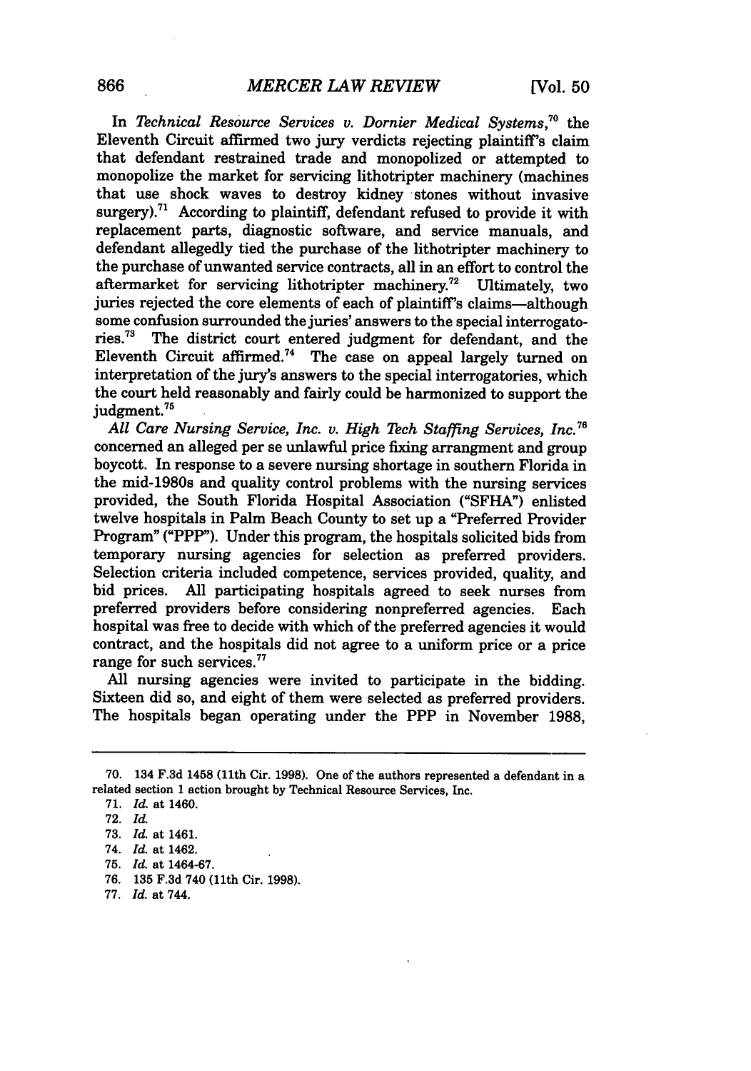In *Technical Resource Services v. Dornier Medical Systems*,[70] the Eleventh Circuit affirmed two jury verdicts rejecting plaintiff's claim that defendant restrained trade and monopolized or attempted to monopolize the market for servicing lithotripter machinery (machines that use shock waves to destroy kidney stones without invasive surgery).[71] According to plaintiff, defendant refused to provide it with replacement parts, diagnostic software, and service manuals, and defendant allegedly tied the purchase of the lithotripter machinery to the purchase of unwanted service contracts, all in an effort to control the aftermarket for servicing lithotripter machinery.[72] Ultimately, two juries rejected the core elements of each of plaintiff's claims—although some confusion surrounded the juries' answers to the special interrogatories.[73] The district court entered judgment for defendant, and the Eleventh Circuit affirmed.[74] The case on appeal largely turned on interpretation of the jury's answers to the special interrogatories, which the court held reasonably and fairly could be harmonized to support the judgment.[75]

*All Care Nursing Service, Inc. v. High Tech Staffing Services, Inc.*[76] concerned an alleged per se unlawful price fixing arrangment and group boycott. In response to a severe nursing shortage in southern Florida in the mid-1980s and quality control problems with the nursing services provided, the South Florida Hospital Association ("SFHA") enlisted twelve hospitals in Palm Beach County to set up a "Preferred Provider Program" ("PPP"). Under this program, the hospitals solicited bids from temporary nursing agencies for selection as preferred providers. Selection criteria included competence, services provided, quality, and bid prices. All participating hospitals agreed to seek nurses from preferred providers before considering nonpreferred agencies. Each hospital was free to decide with which of the preferred agencies it would contract, and the hospitals did not agree to a uniform price or a price range for such services.[77]

All nursing agencies were invited to participate in the bidding. Sixteen did so, and eight of them were selected as preferred providers. The hospitals began operating under the PPP in November 1988,

---

70. 134 F.3d 1458 (11th Cir. 1998). One of the authors represented a defendant in a related section 1 action brought by Technical Resource Services, Inc.

71. *Id.* at 1460.

72. *Id.*

73. *Id.* at 1461.

74. *Id.* at 1462.

75. *Id.* at 1464-67.

76. 135 F.3d 740 (11th Cir. 1998).

77. *Id.* at 744.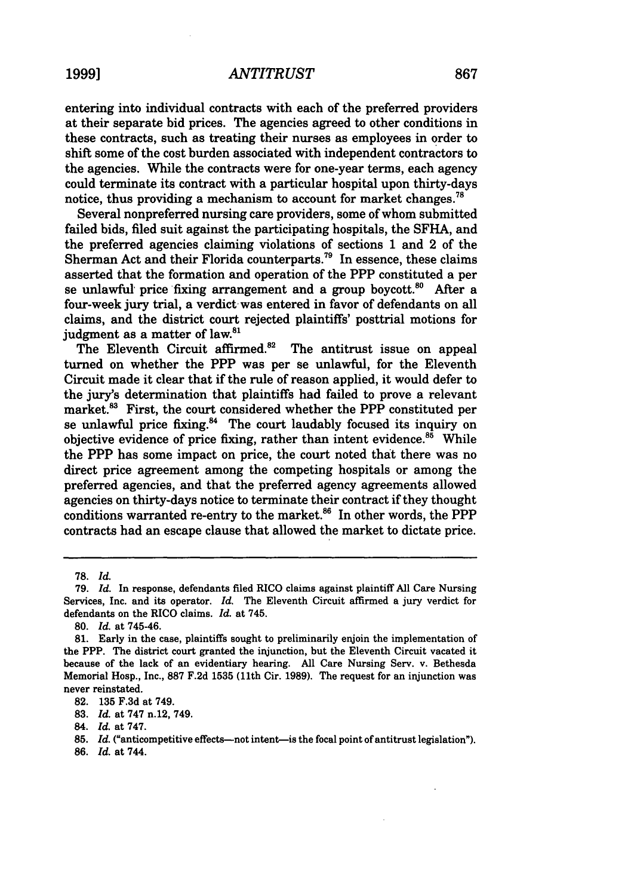entering into individual contracts with each of the preferred providers at their separate bid prices. The agencies agreed to other conditions in these contracts, such as treating their nurses as employees in order to shift some of the cost burden associated with independent contractors to the agencies. While the contracts were for one-year terms, each agency could terminate its contract with a particular hospital upon thirty-days notice, thus providing a mechanism to account for market changes.[78]

Several nonpreferred nursing care providers, some of whom submitted failed bids, filed suit against the participating hospitals, the SFHA, and the preferred agencies claiming violations of sections 1 and 2 of the Sherman Act and their Florida counterparts.[79] In essence, these claims asserted that the formation and operation of the PPP constituted a per se unlawful price fixing arrangement and a group boycott.[80] After a four-week jury trial, a verdict was entered in favor of defendants on all claims, and the district court rejected plaintiffs' posttrial motions for judgment as a matter of law.[81]

The Eleventh Circuit affirmed.[82] The antitrust issue on appeal turned on whether the PPP was per se unlawful, for the Eleventh Circuit made it clear that if the rule of reason applied, it would defer to the jury's determination that plaintiffs had failed to prove a relevant market.[83] First, the court considered whether the PPP constituted per se unlawful price fixing.[84] The court laudably focused its inquiry on objective evidence of price fixing, rather than intent evidence.[85] While the PPP has some impact on price, the court noted that there was no direct price agreement among the competing hospitals or among the preferred agencies, and that the preferred agency agreements allowed agencies on thirty-days notice to terminate their contract if they thought conditions warranted re-entry to the market.[86] In other words, the PPP contracts had an escape clause that allowed the market to dictate price.

---

78. *Id.*

79. *Id.* In response, defendants filed RICO claims against plaintiff All Care Nursing Services, Inc. and its operator. *Id.* The Eleventh Circuit affirmed a jury verdict for defendants on the RICO claims. *Id.* at 745.

80. *Id.* at 745-46.

81. Early in the case, plaintiffs sought to preliminarily enjoin the implementation of the PPP. The district court granted the injunction, but the Eleventh Circuit vacated it because of the lack of an evidentiary hearing. All Care Nursing Serv. v. Bethesda Memorial Hosp., Inc., 887 F.2d 1535 (11th Cir. 1989). The request for an injunction was never reinstated.

82. 135 F.3d at 749.

83. *Id.* at 747 n.12, 749.

84. *Id.* at 747.

85. *Id.* ("anticompetitive effects—not intent—is the focal point of antitrust legislation").

86. *Id.* at 744.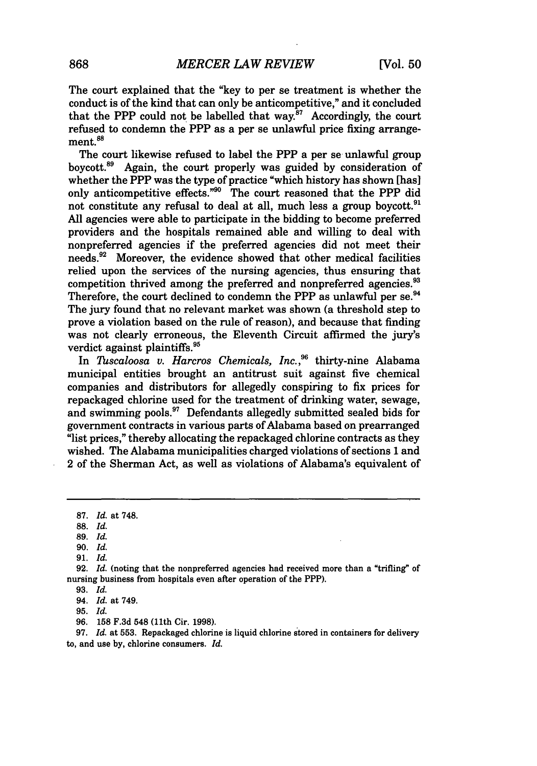The court explained that the "key to per se treatment is whether the conduct is of the kind that can only be anticompetitive," and it concluded that the PPP could not be labelled that way.[87] Accordingly, the court refused to condemn the PPP as a per se unlawful price fixing arrangement.[88]

The court likewise refused to label the PPP a per se unlawful group boycott.[89] Again, the court properly was guided by consideration of whether the PPP was the type of practice "which history has shown [has] only anticompetitive effects."[90] The court reasoned that the PPP did not constitute any refusal to deal at all, much less a group boycott.[91] All agencies were able to participate in the bidding to become preferred providers and the hospitals remained able and willing to deal with nonpreferred agencies if the preferred agencies did not meet their needs.[92] Moreover, the evidence showed that other medical facilities relied upon the services of the nursing agencies, thus ensuring that competition thrived among the preferred and nonpreferred agencies.[93] Therefore, the court declined to condemn the PPP as unlawful per se.[94] The jury found that no relevant market was shown (a threshold step to prove a violation based on the rule of reason), and because that finding was not clearly erroneous, the Eleventh Circuit affirmed the jury's verdict against plaintiffs.[95]

In *Tuscaloosa v. Harcros Chemicals, Inc.*,[96] thirty-nine Alabama municipal entities brought an antitrust suit against five chemical companies and distributors for allegedly conspiring to fix prices for repackaged chlorine used for the treatment of drinking water, sewage, and swimming pools.[97] Defendants allegedly submitted sealed bids for government contracts in various parts of Alabama based on prearranged "list prices," thereby allocating the repackaged chlorine contracts as they wished. The Alabama municipalities charged violations of sections 1 and 2 of the Sherman Act, as well as violations of Alabama's equivalent of

---

87. *Id.* at 748.

88. *Id.*

89. *Id.*

90. *Id.*

91. *Id.*

92. *Id.* (noting that the nonpreferred agencies had received more than a "trifling" of nursing business from hospitals even after operation of the PPP).

93. *Id.*

94. *Id.* at 749.

95. *Id.*

96. 158 F.3d 548 (11th Cir. 1998).

97. *Id.* at 553. Repackaged chlorine is liquid chlorine stored in containers for delivery to, and use by, chlorine consumers. *Id.*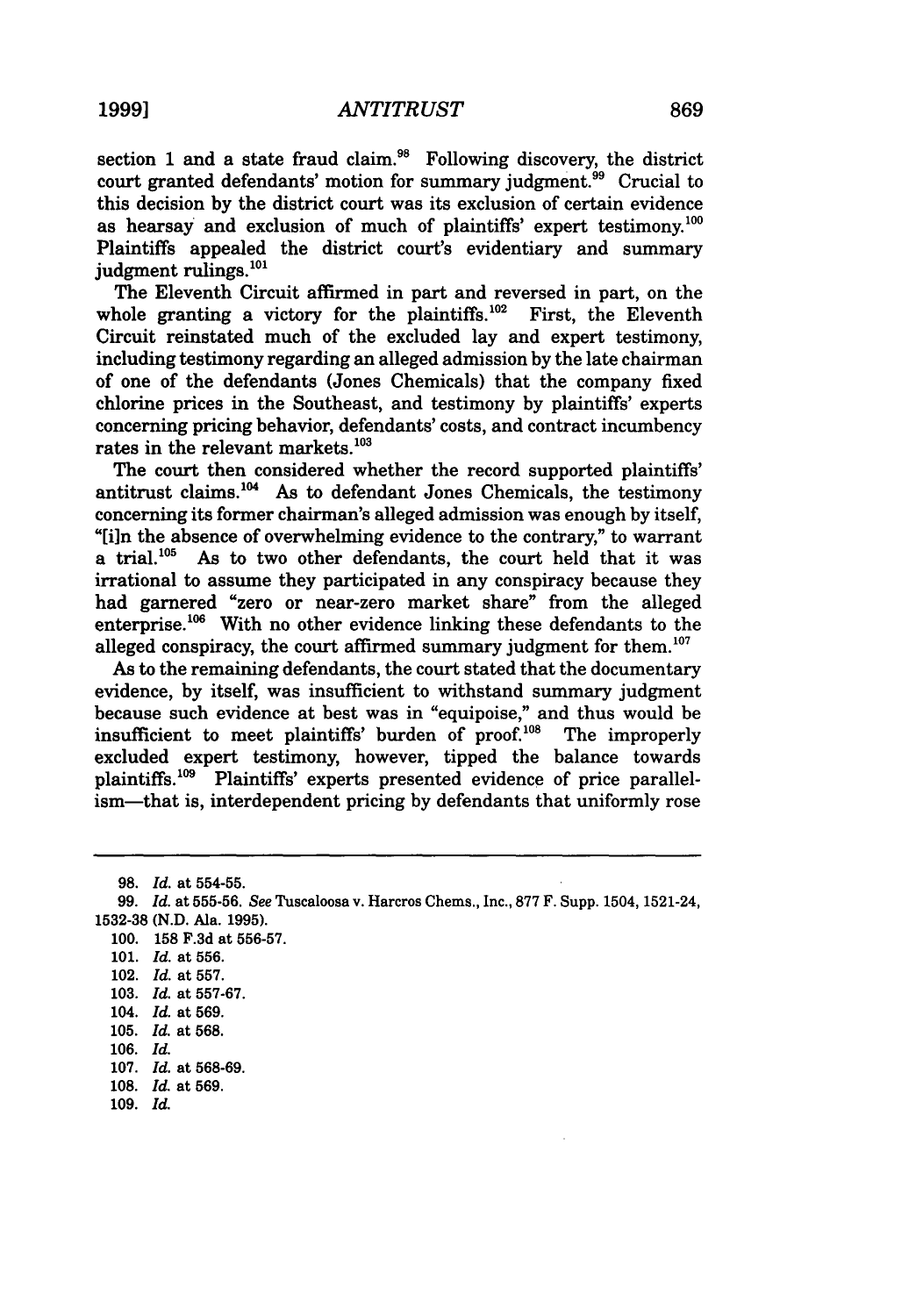section 1 and a state fraud claim.[98] Following discovery, the district court granted defendants' motion for summary judgment.[99] Crucial to this decision by the district court was its exclusion of certain evidence as hearsay and exclusion of much of plaintiffs' expert testimony.[100] Plaintiffs appealed the district court's evidentiary and summary judgment rulings.[101]

The Eleventh Circuit affirmed in part and reversed in part, on the whole granting a victory for the plaintiffs.[102] First, the Eleventh Circuit reinstated much of the excluded lay and expert testimony, including testimony regarding an alleged admission by the late chairman of one of the defendants (Jones Chemicals) that the company fixed chlorine prices in the Southeast, and testimony by plaintiffs' experts concerning pricing behavior, defendants' costs, and contract incumbency rates in the relevant markets.[103]

The court then considered whether the record supported plaintiffs' antitrust claims.[104] As to defendant Jones Chemicals, the testimony concerning its former chairman's alleged admission was enough by itself, "[i]n the absence of overwhelming evidence to the contrary," to warrant a trial.[105] As to two other defendants, the court held that it was irrational to assume they participated in any conspiracy because they had garnered "zero or near-zero market share" from the alleged enterprise.[106] With no other evidence linking these defendants to the alleged conspiracy, the court affirmed summary judgment for them.[107]

As to the remaining defendants, the court stated that the documentary evidence, by itself, was insufficient to withstand summary judgment because such evidence at best was in "equipoise," and thus would be insufficient to meet plaintiffs' burden of proof.[108] The improperly excluded expert testimony, however, tipped the balance towards plaintiffs.[109] Plaintiffs' experts presented evidence of price parallelism—that is, interdependent pricing by defendants that uniformly rose

---

98. *Id.* at 554-55.
99. *Id.* at 555-56. *See* Tuscaloosa v. Harcros Chems., Inc., 877 F. Supp. 1504, 1521-24, 1532-38 (N.D. Ala. 1995).
100. 158 F.3d at 556-57.
101. *Id.* at 556.
102. *Id.* at 557.
103. *Id.* at 557-67.
104. *Id.* at 569.
105. *Id.* at 568.
106. *Id.*
107. *Id.* at 568-69.
108. *Id.* at 569.
109. *Id.*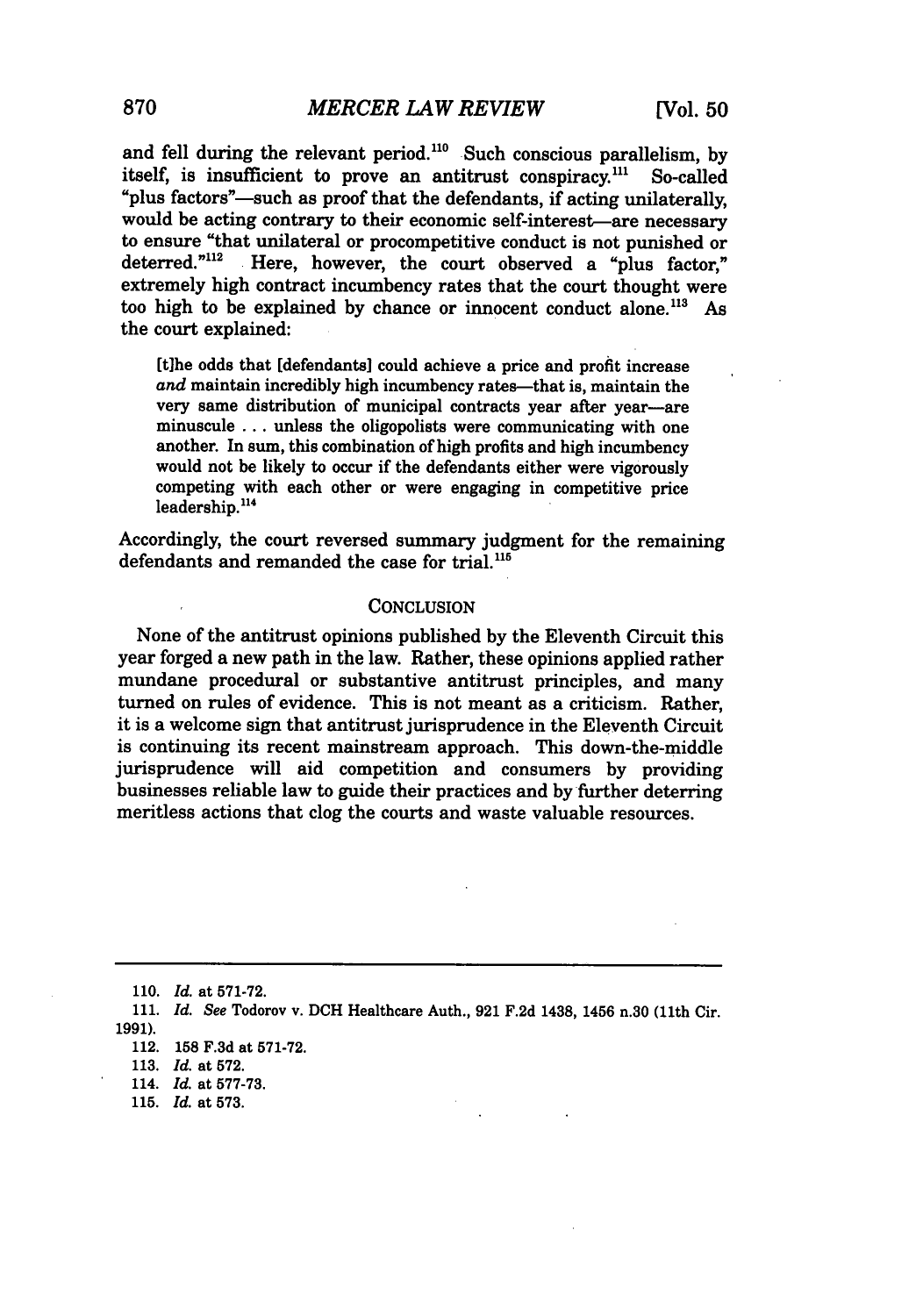and fell during the relevant period.[110] Such conscious parallelism, by itself, is insufficient to prove an antitrust conspiracy.[111] So-called "plus factors"—such as proof that the defendants, if acting unilaterally, would be acting contrary to their economic self-interest—are necessary to ensure "that unilateral or procompetitive conduct is not punished or deterred."[112] Here, however, the court observed a "plus factor," extremely high contract incumbency rates that the court thought were too high to be explained by chance or innocent conduct alone.[113] As the court explained:

> [t]he odds that [defendants] could achieve a price and profit increase *and* maintain incredibly high incumbency rates—that is, maintain the very same distribution of municipal contracts year after year—are minuscule . . . unless the oligopolists were communicating with one another. In sum, this combination of high profits and high incumbency would not be likely to occur if the defendants either were vigorously competing with each other or were engaging in competitive price leadership.[114]

Accordingly, the court reversed summary judgment for the remaining defendants and remanded the case for trial.[115]

## CONCLUSION

None of the antitrust opinions published by the Eleventh Circuit this year forged a new path in the law. Rather, these opinions applied rather mundane procedural or substantive antitrust principles, and many turned on rules of evidence. This is not meant as a criticism. Rather, it is a welcome sign that antitrust jurisprudence in the Eleventh Circuit is continuing its recent mainstream approach. This down-the-middle jurisprudence will aid competition and consumers by providing businesses reliable law to guide their practices and by further deterring meritless actions that clog the courts and waste valuable resources.

---

110. *Id.* at 571-72.

111. *Id. See* Todorov v. DCH Healthcare Auth., 921 F.2d 1438, 1456 n.30 (11th Cir. 1991).

112. 158 F.3d at 571-72.

113. *Id.* at 572.

114. *Id.* at 577-73.

115. *Id.* at 573.